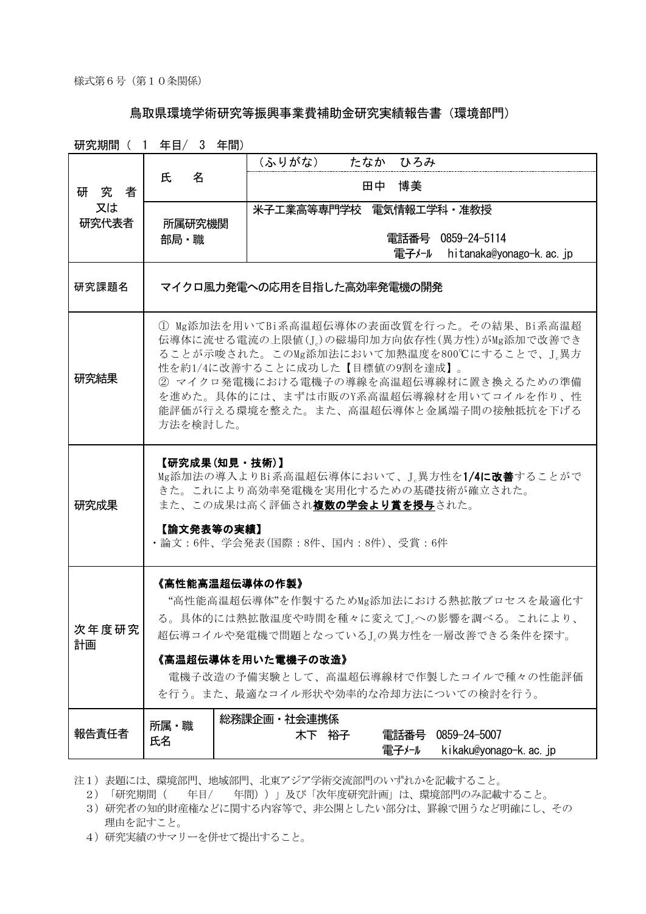様式第６号（第１０条関係）

# 鳥取県環境学術研究等振興事業費補助金研究実績報告書（環境部門）

研究期間（　1　年目/　3　年間）

| 研究者又は研究代表者 | 氏　名 | （ふりがな）　たなか　ひろみ<br>田中　博美 |
|---|---|---|
| | 所属研究機関部局・職 | 米子工業高等専門学校　電気情報工学科・准教授<br>電話番号　0859-24-5114<br>電子ﾒｰﾙ　hitanaka@yonago-k.ac.jp |
| 研究課題名 | マイクロ風力発電への応用を目指した高効率発電機の開発 | |
| 研究結果 | ① Mg添加法を用いてBi系高温超伝導体の表面改質を行った。その結果、Bi系高温超伝導体に流せる電流の上限値($J_c$)の磁場印加方向依存性(異方性)がMg添加で改善できることが示唆された。このMg添加法において加熱温度を800℃にすることで、$J_c$異方性を約1/4に改善することに成功した【目標値の9割を達成】。<br>② マイクロ発電機における電機子の導線を高温超伝導線材に置き換えるための準備を進めた。具体的には、まずは市販のY系高温超伝導線材を用いてコイルを作り、性能評価が行える環境を整えた。また、高温超伝導体と金属端子間の接触抵抗を下げる方法を検討した。 | |
| 研究成果 | **【研究成果(知見・技術)】**<br>Mg添加法の導入よりBi系高温超伝導体において、$J_c$異方性を**1/4に改善**することができた。これにより高効率発電機を実用化するための基礎技術が確立された。<br>また、この成果は高く評価され**複数の学会より賞を授与**された。<br>**【論文発表等の実績】**<br>・論文：6件、学会発表(国際：8件、国内：8件)、受賞：6件 | |
| 次年度研究計画 | **《高性能高温超伝導体の作製》**<br>“高性能高温超伝導体”を作製するためMg添加法における熱拡散プロセスを最適化する。具体的には熱拡散温度や時間を種々に変えて$J_c$への影響を調べる。これにより、超伝導コイルや発電機で問題となっている$J_c$の異方性を一層改善できる条件を探す。<br>**《高温超伝導体を用いた電機子の改造》**<br>電機子改造の予備実験として、高温超伝導線材で作製したコイルで種々の性能評価を行う。また、最適なコイル形状や効率的な冷却方法についての検討を行う。 | |
| 報告責任者 | 所属・職<br>氏名 | 総務課企画・社会連携係<br>木下　裕子　　電話番号　0859-24-5007<br>電子ﾒｰﾙ　kikaku@yonago-k.ac.jp |

注１）表題には、環境部門、地域部門、北東アジア学術交流部門のいずれかを記載すること。
　２）「研究期間（　　年目/　　年間））」及び「次年度研究計画」は、環境部門のみ記載すること。
　３）研究者の知的財産権などに関する内容等で、非公開としたい部分は、罫線で囲うなど明確にし、その理由を記すこと。
　４）研究実績のサマリーを併せて提出すること。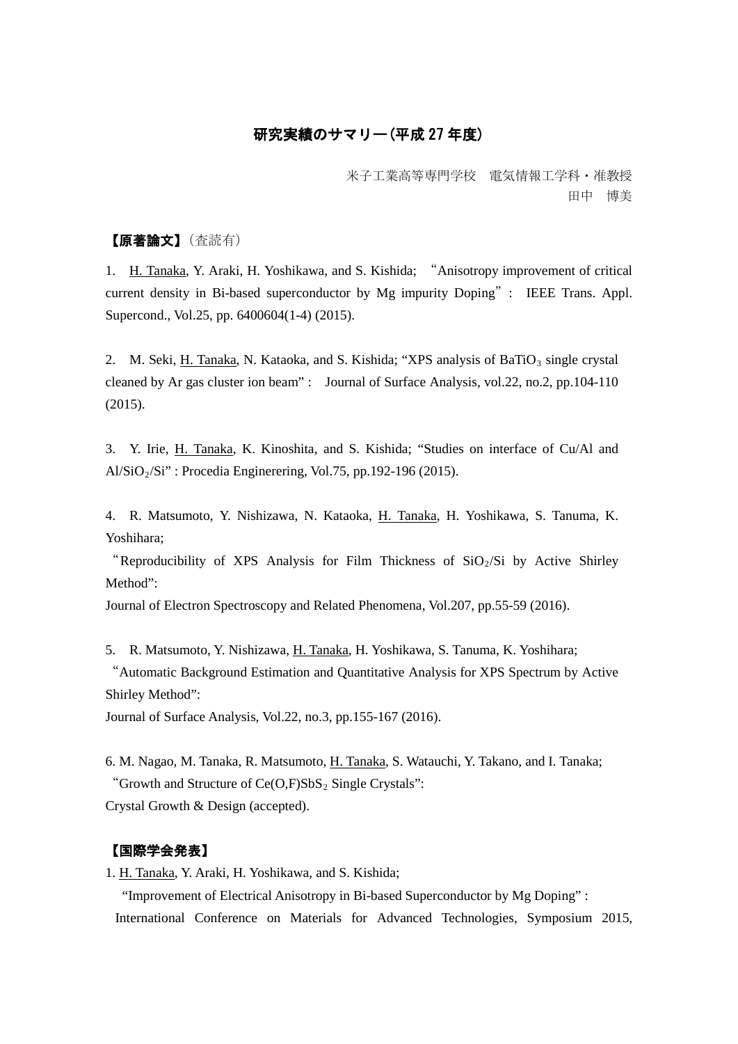# 研究実績のサマリー(平成 27 年度)

米子工業高等専門学校　電気情報工学科・准教授
田中　博美

## 【原著論文】(査読有)

1.　H. Tanaka, Y. Araki, H. Yoshikawa, and S. Kishida; "Anisotropy improvement of critical current density in Bi-based superconductor by Mg impurity Doping" :　IEEE Trans. Appl. Supercond., Vol.25, pp. 6400604(1-4) (2015).

2.　M. Seki, H. Tanaka, N. Kataoka, and S. Kishida; "XPS analysis of $BaTiO_3$ single crystal cleaned by Ar gas cluster ion beam" :　Journal of Surface Analysis, vol.22, no.2, pp.104-110 (2015).

3.　Y. Irie, H. Tanaka, K. Kinoshita, and S. Kishida; "Studies on interface of Cu/Al and Al/$SiO_2$/Si" : Procedia Enginerering, Vol.75, pp.192-196 (2015).

4.　R. Matsumoto, Y. Nishizawa, N. Kataoka, H. Tanaka, H. Yoshikawa, S. Tanuma, K. Yoshihara;
"Reproducibility of XPS Analysis for Film Thickness of $SiO_2$/Si by Active Shirley Method":
Journal of Electron Spectroscopy and Related Phenomena, Vol.207, pp.55-59 (2016).

5.　R. Matsumoto, Y. Nishizawa, H. Tanaka, H. Yoshikawa, S. Tanuma, K. Yoshihara;
"Automatic Background Estimation and Quantitative Analysis for XPS Spectrum by Active Shirley Method":
Journal of Surface Analysis, Vol.22, no.3, pp.155-167 (2016).

6. M. Nagao, M. Tanaka, R. Matsumoto, H. Tanaka, S. Watauchi, Y. Takano, and I. Tanaka;
"Growth and Structure of Ce(O,F)$SbS_2$ Single Crystals":
Crystal Growth & Design (accepted).

## 【国際学会発表】

1. H. Tanaka, Y. Araki, H. Yoshikawa, and S. Kishida;
"Improvement of Electrical Anisotropy in Bi-based Superconductor by Mg Doping" :
International Conference on Materials for Advanced Technologies, Symposium 2015,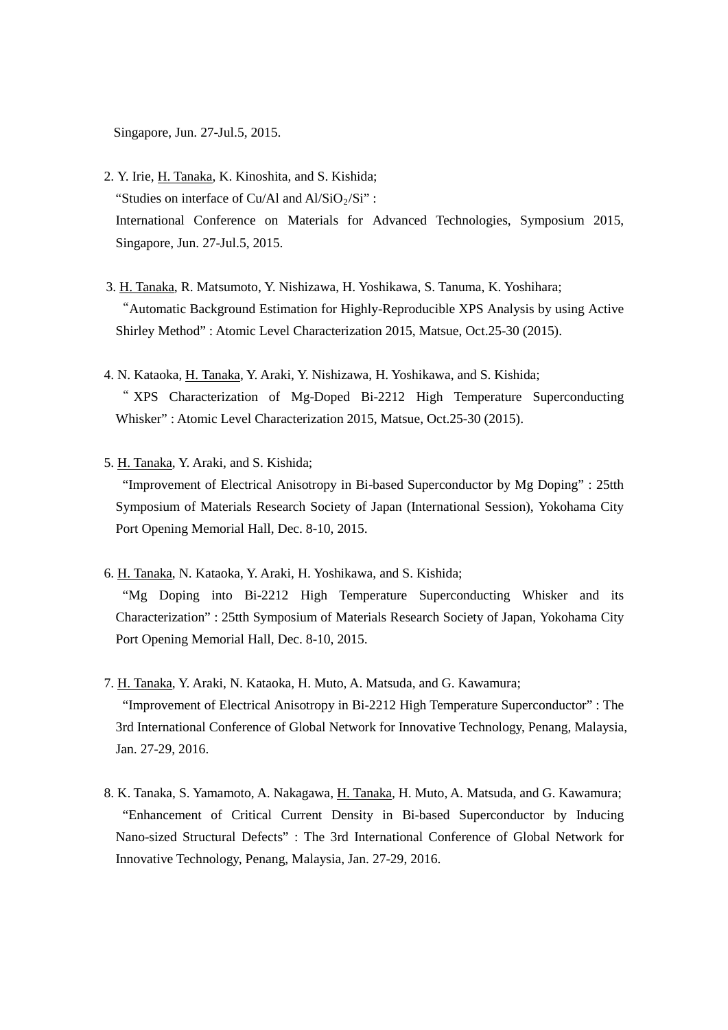Singapore, Jun. 27-Jul.5, 2015.

2. Y. Irie, H. Tanaka, K. Kinoshita, and S. Kishida;
   "Studies on interface of Cu/Al and Al/$SiO_2$/Si" :
   International Conference on Materials for Advanced Technologies, Symposium 2015, Singapore, Jun. 27-Jul.5, 2015.

3. H. Tanaka, R. Matsumoto, Y. Nishizawa, H. Yoshikawa, S. Tanuma, K. Yoshihara;
   "Automatic Background Estimation for Highly-Reproducible XPS Analysis by using Active Shirley Method" : Atomic Level Characterization 2015, Matsue, Oct.25-30 (2015).

4. N. Kataoka, H. Tanaka, Y. Araki, Y. Nishizawa, H. Yoshikawa, and S. Kishida;
   " XPS Characterization of Mg-Doped Bi-2212 High Temperature Superconducting Whisker" : Atomic Level Characterization 2015, Matsue, Oct.25-30 (2015).

5. H. Tanaka, Y. Araki, and S. Kishida;
   "Improvement of Electrical Anisotropy in Bi-based Superconductor by Mg Doping" : 25tth Symposium of Materials Research Society of Japan (International Session), Yokohama City Port Opening Memorial Hall, Dec. 8-10, 2015.

6. H. Tanaka, N. Kataoka, Y. Araki, H. Yoshikawa, and S. Kishida;
   "Mg Doping into Bi-2212 High Temperature Superconducting Whisker and its Characterization" : 25tth Symposium of Materials Research Society of Japan, Yokohama City Port Opening Memorial Hall, Dec. 8-10, 2015.

7. H. Tanaka, Y. Araki, N. Kataoka, H. Muto, A. Matsuda, and G. Kawamura;
   "Improvement of Electrical Anisotropy in Bi-2212 High Temperature Superconductor" : The 3rd International Conference of Global Network for Innovative Technology, Penang, Malaysia, Jan. 27-29, 2016.

8. K. Tanaka, S. Yamamoto, A. Nakagawa, H. Tanaka, H. Muto, A. Matsuda, and G. Kawamura;
   "Enhancement of Critical Current Density in Bi-based Superconductor by Inducing Nano-sized Structural Defects" : The 3rd International Conference of Global Network for Innovative Technology, Penang, Malaysia, Jan. 27-29, 2016.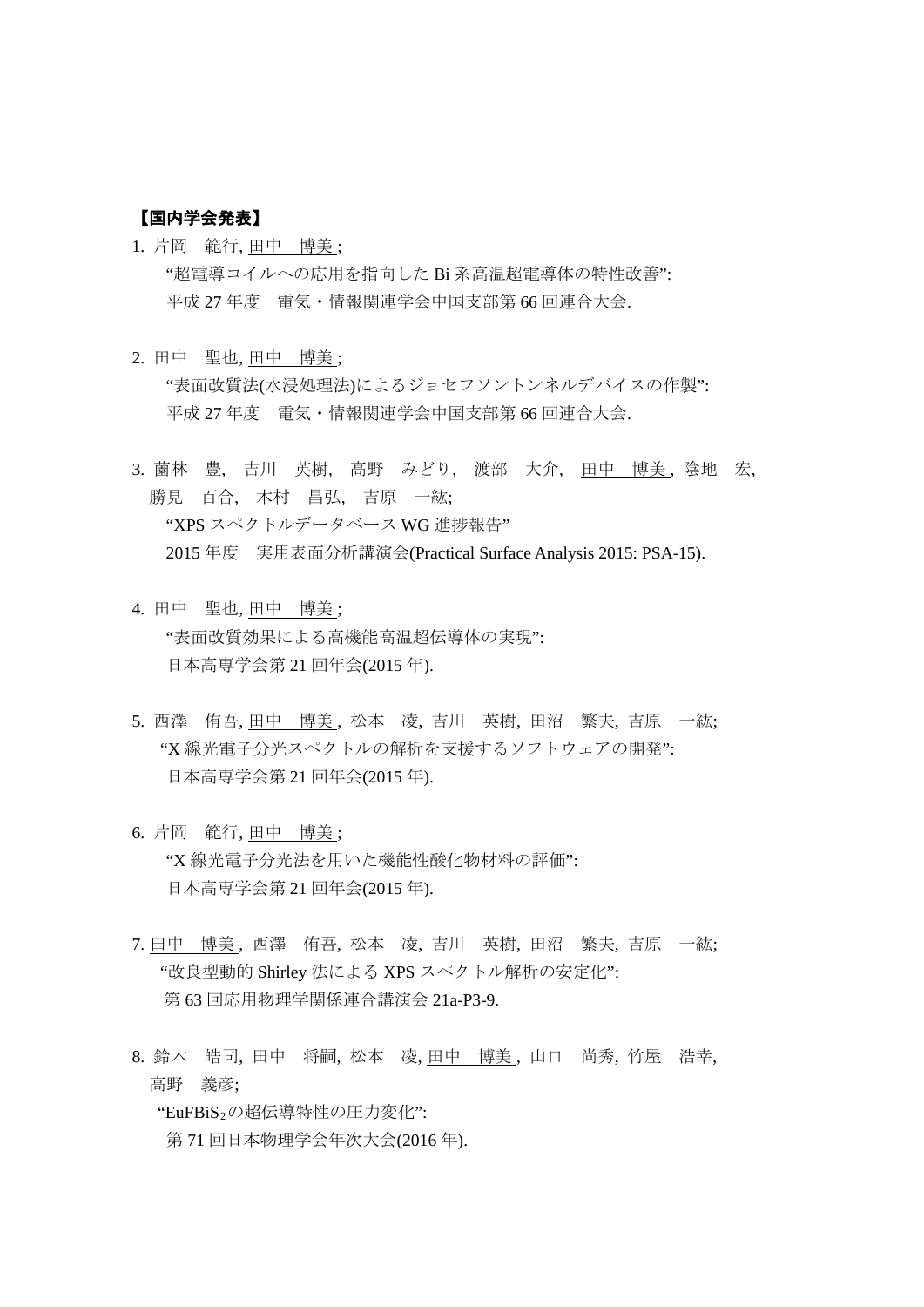**【国内学会発表】**

1. 片岡　範行, <u>田中　博美</u>;
   "超電導コイルへの応用を指向した Bi 系高温超電導体の特性改善":
   平成 27 年度　電気・情報関連学会中国支部第 66 回連合大会.

2. 田中　聖也, <u>田中　博美</u>;
   "表面改質法(水浸処理法)によるジョセフソントンネルデバイスの作製":
   平成 27 年度　電気・情報関連学会中国支部第 66 回連合大会.

3. 薗林　豊,　吉川　英樹,　高野　みどり,　渡部　大介,　<u>田中　博美</u>, 陰地　宏, 勝見　百合,　木村　昌弘,　吉原　一紘;
   "XPS スペクトルデータベース WG 進捗報告"
   2015 年度　実用表面分析講演会(Practical Surface Analysis 2015: PSA-15).

4. 田中　聖也, <u>田中　博美</u>;
   "表面改質効果による高機能高温超伝導体の実現":
   日本高専学会第 21 回年会(2015 年).

5. 西澤　侑吾, <u>田中　博美</u>, 松本　凌, 吉川　英樹, 田沼　繁夫, 吉原　一紘;
   "X 線光電子分光スペクトルの解析を支援するソフトウェアの開発":
   日本高専学会第 21 回年会(2015 年).

6. 片岡　範行, <u>田中　博美</u>;
   "X 線光電子分光法を用いた機能性酸化物材料の評価":
   日本高専学会第 21 回年会(2015 年).

7. <u>田中　博美</u>, 西澤　侑吾, 松本　凌, 吉川　英樹, 田沼　繁夫, 吉原　一紘;
   "改良型動的 Shirley 法による XPS スペクトル解析の安定化":
   第 63 回応用物理学関係連合講演会 21a-P3-9.

8. 鈴木　皓司, 田中　将嗣, 松本　凌, <u>田中　博美</u>, 山口　尚秀, 竹屋　浩幸, 高野　義彦;
   "$EuFBiS_2$ の超伝導特性の圧力変化":
   第 71 回日本物理学会年次大会(2016 年).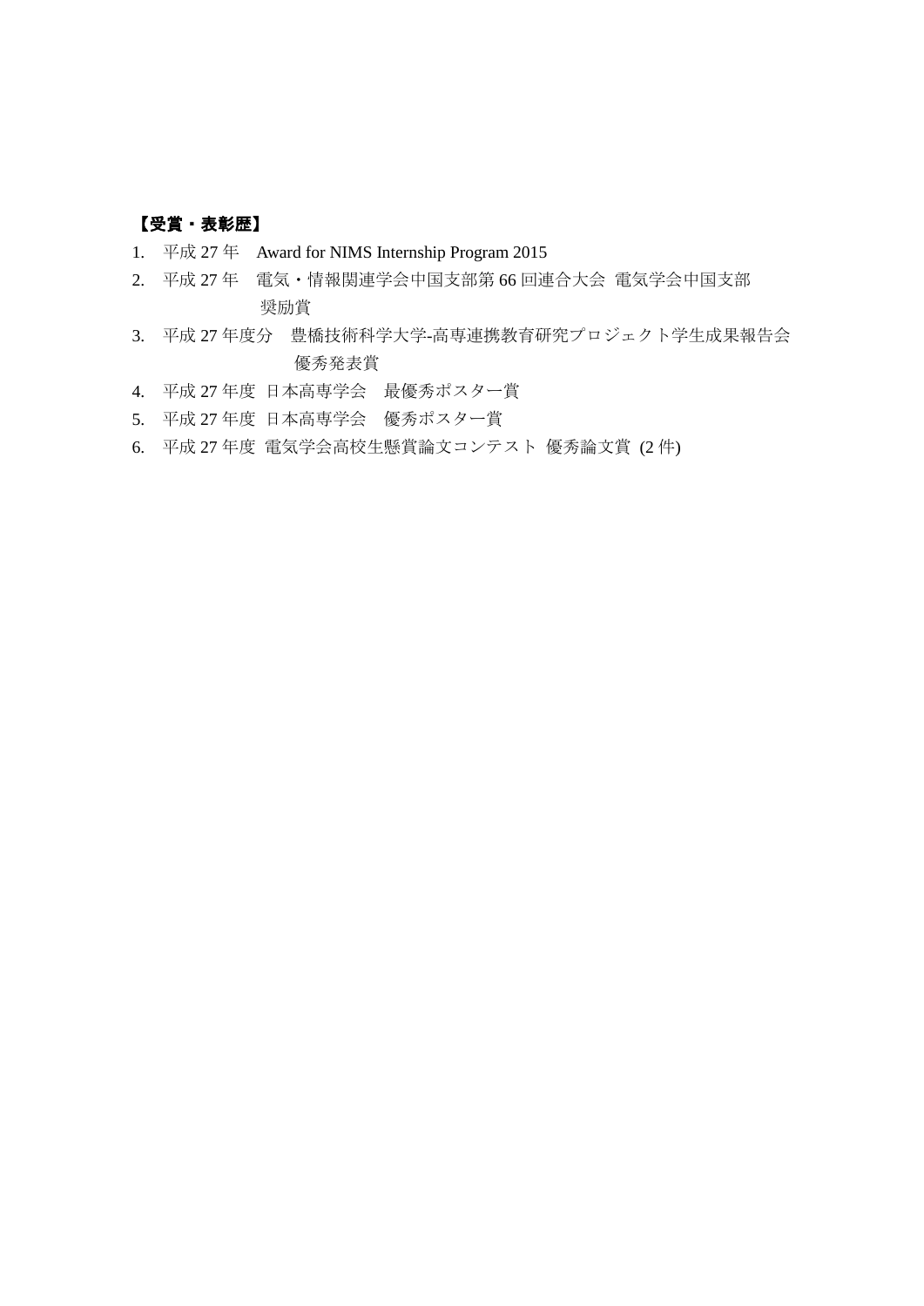**【受賞・表彰歴】**

1. 平成 27 年　Award for NIMS Internship Program 2015
2. 平成 27 年　電気・情報関連学会中国支部第 66 回連合大会  電気学会中国支部奨励賞
3. 平成 27 年度分　豊橋技術科学大学-高専連携教育研究プロジェクト学生成果報告会優秀発表賞
4. 平成 27 年度  日本高専学会　最優秀ポスター賞
5. 平成 27 年度  日本高専学会　優秀ポスター賞
6. 平成 27 年度  電気学会高校生懸賞論文コンテスト  優秀論文賞  (2 件)